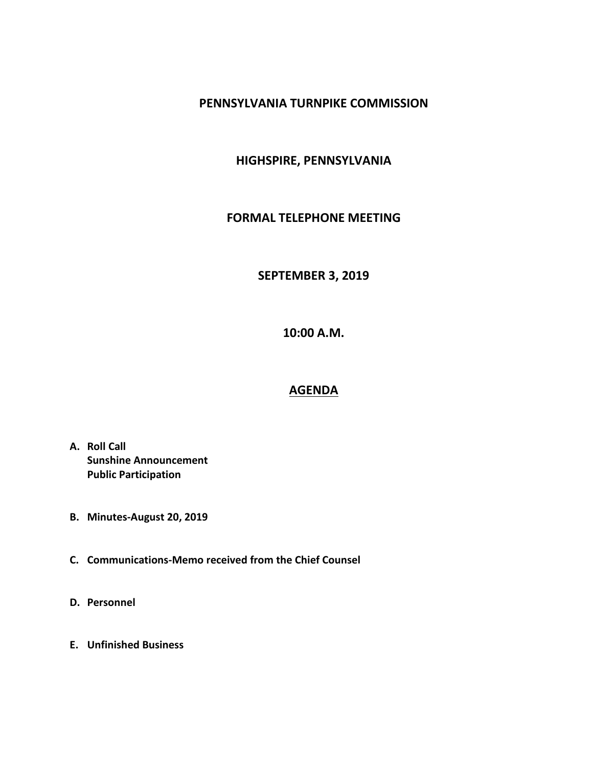# PENNSYLVANIA TURNPIKE COMMISSION

## HIGHSPIRE, PENNSYLVANIA

## FORMAL TELEPHONE MEETING

## SEPTEMBER 3, 2019

## 10:00 A.M.

## AGENDA

**A. Roll Call**
**Sunshine Announcement**
**Public Participation**

**B. Minutes-August 20, 2019**

**C. Communications-Memo received from the Chief Counsel**

**D. Personnel**

**E. Unfinished Business**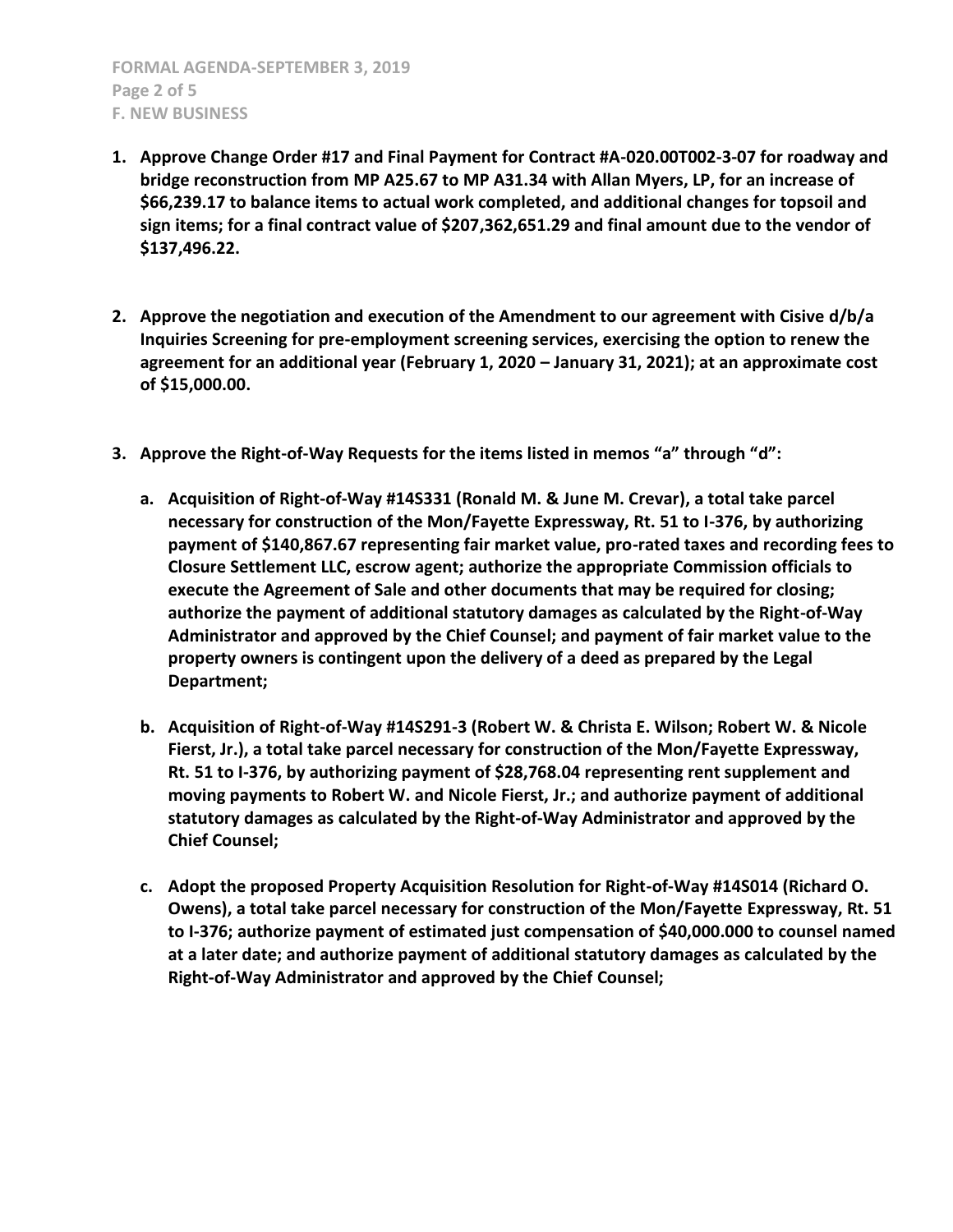**F. NEW BUSINESS**

1. **Approve Change Order #17 and Final Payment for Contract #A-020.00T002-3-07 for roadway and bridge reconstruction from MP A25.67 to MP A31.34 with Allan Myers, LP, for an increase of $66,239.17 to balance items to actual work completed, and additional changes for topsoil and sign items; for a final contract value of $207,362,651.29 and final amount due to the vendor of $137,496.22.**

2. **Approve the negotiation and execution of the Amendment to our agreement with Cisive d/b/a Inquiries Screening for pre-employment screening services, exercising the option to renew the agreement for an additional year (February 1, 2020 – January 31, 2021); at an approximate cost of $15,000.00.**

3. **Approve the Right-of-Way Requests for the items listed in memos "a" through "d":**

   a. **Acquisition of Right-of-Way #14S331 (Ronald M. & June M. Crevar), a total take parcel necessary for construction of the Mon/Fayette Expressway, Rt. 51 to I-376, by authorizing payment of $140,867.67 representing fair market value, pro-rated taxes and recording fees to Closure Settlement LLC, escrow agent; authorize the appropriate Commission officials to execute the Agreement of Sale and other documents that may be required for closing; authorize the payment of additional statutory damages as calculated by the Right-of-Way Administrator and approved by the Chief Counsel; and payment of fair market value to the property owners is contingent upon the delivery of a deed as prepared by the Legal Department;**

   b. **Acquisition of Right-of-Way #14S291-3 (Robert W. & Christa E. Wilson; Robert W. & Nicole Fierst, Jr.), a total take parcel necessary for construction of the Mon/Fayette Expressway, Rt. 51 to I-376, by authorizing payment of $28,768.04 representing rent supplement and moving payments to Robert W. and Nicole Fierst, Jr.; and authorize payment of additional statutory damages as calculated by the Right-of-Way Administrator and approved by the Chief Counsel;**

   c. **Adopt the proposed Property Acquisition Resolution for Right-of-Way #14S014 (Richard O. Owens), a total take parcel necessary for construction of the Mon/Fayette Expressway, Rt. 51 to I-376; authorize payment of estimated just compensation of $40,000.000 to counsel named at a later date; and authorize payment of additional statutory damages as calculated by the Right-of-Way Administrator and approved by the Chief Counsel;**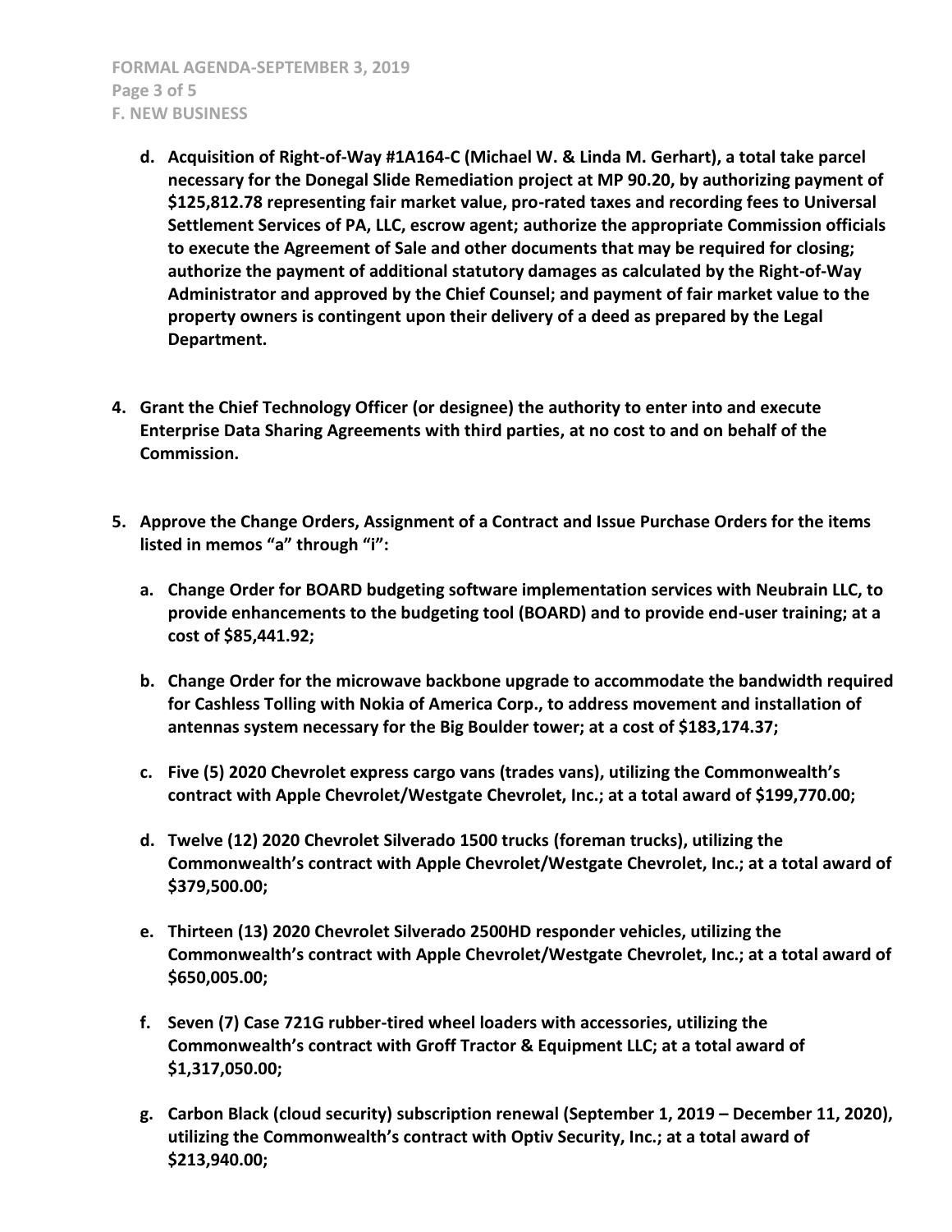**d. Acquisition of Right-of-Way #1A164-C (Michael W. & Linda M. Gerhart), a total take parcel necessary for the Donegal Slide Remediation project at MP 90.20, by authorizing payment of $125,812.78 representing fair market value, pro-rated taxes and recording fees to Universal Settlement Services of PA, LLC, escrow agent; authorize the appropriate Commission officials to execute the Agreement of Sale and other documents that may be required for closing; authorize the payment of additional statutory damages as calculated by the Right-of-Way Administrator and approved by the Chief Counsel; and payment of fair market value to the property owners is contingent upon their delivery of a deed as prepared by the Legal Department.**

**4. Grant the Chief Technology Officer (or designee) the authority to enter into and execute Enterprise Data Sharing Agreements with third parties, at no cost to and on behalf of the Commission.**

**5. Approve the Change Orders, Assignment of a Contract and Issue Purchase Orders for the items listed in memos "a" through "i":**

**a. Change Order for BOARD budgeting software implementation services with Neubrain LLC, to provide enhancements to the budgeting tool (BOARD) and to provide end-user training; at a cost of $85,441.92;**

**b. Change Order for the microwave backbone upgrade to accommodate the bandwidth required for Cashless Tolling with Nokia of America Corp., to address movement and installation of antennas system necessary for the Big Boulder tower; at a cost of $183,174.37;**

**c. Five (5) 2020 Chevrolet express cargo vans (trades vans), utilizing the Commonwealth's contract with Apple Chevrolet/Westgate Chevrolet, Inc.; at a total award of $199,770.00;**

**d. Twelve (12) 2020 Chevrolet Silverado 1500 trucks (foreman trucks), utilizing the Commonwealth's contract with Apple Chevrolet/Westgate Chevrolet, Inc.; at a total award of $379,500.00;**

**e. Thirteen (13) 2020 Chevrolet Silverado 2500HD responder vehicles, utilizing the Commonwealth's contract with Apple Chevrolet/Westgate Chevrolet, Inc.; at a total award of $650,005.00;**

**f. Seven (7) Case 721G rubber-tired wheel loaders with accessories, utilizing the Commonwealth's contract with Groff Tractor & Equipment LLC; at a total award of $1,317,050.00;**

**g. Carbon Black (cloud security) subscription renewal (September 1, 2019 – December 11, 2020), utilizing the Commonwealth's contract with Optiv Security, Inc.; at a total award of $213,940.00;**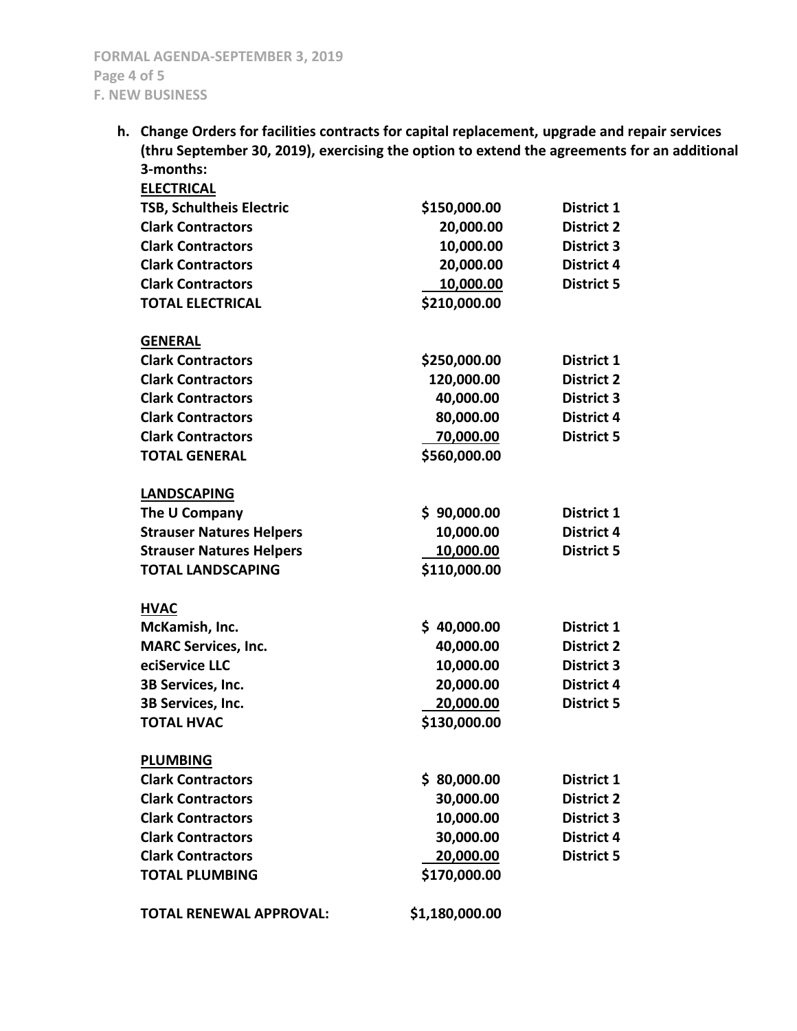**h. Change Orders for facilities contracts for capital replacement, upgrade and repair services (thru September 30, 2019), exercising the option to extend the agreements for an additional 3-months:**

| | | |
|---|---|---|
| **ELECTRICAL** | | |
| **TSB, Schultheis Electric** | **$150,000.00** | **District 1** |
| **Clark Contractors** | **20,000.00** | **District 2** |
| **Clark Contractors** | **10,000.00** | **District 3** |
| **Clark Contractors** | **20,000.00** | **District 4** |
| **Clark Contractors** | **10,000.00** | **District 5** |
| **TOTAL ELECTRICAL** | **$210,000.00** | |
| | | |
| **GENERAL** | | |
| **Clark Contractors** | **$250,000.00** | **District 1** |
| **Clark Contractors** | **120,000.00** | **District 2** |
| **Clark Contractors** | **40,000.00** | **District 3** |
| **Clark Contractors** | **80,000.00** | **District 4** |
| **Clark Contractors** | **70,000.00** | **District 5** |
| **TOTAL GENERAL** | **$560,000.00** | |
| | | |
| **LANDSCAPING** | | |
| **The U Company** | **$ 90,000.00** | **District 1** |
| **Strauser Natures Helpers** | **10,000.00** | **District 4** |
| **Strauser Natures Helpers** | **10,000.00** | **District 5** |
| **TOTAL LANDSCAPING** | **$110,000.00** | |
| | | |
| **HVAC** | | |
| **McKamish, Inc.** | **$ 40,000.00** | **District 1** |
| **MARC Services, Inc.** | **40,000.00** | **District 2** |
| **eciService LLC** | **10,000.00** | **District 3** |
| **3B Services, Inc.** | **20,000.00** | **District 4** |
| **3B Services, Inc.** | **20,000.00** | **District 5** |
| **TOTAL HVAC** | **$130,000.00** | |
| | | |
| **PLUMBING** | | |
| **Clark Contractors** | **$ 80,000.00** | **District 1** |
| **Clark Contractors** | **30,000.00** | **District 2** |
| **Clark Contractors** | **10,000.00** | **District 3** |
| **Clark Contractors** | **30,000.00** | **District 4** |
| **Clark Contractors** | **20,000.00** | **District 5** |
| **TOTAL PLUMBING** | **$170,000.00** | |
| | | |
| **TOTAL RENEWAL APPROVAL:** | **$1,180,000.00** | |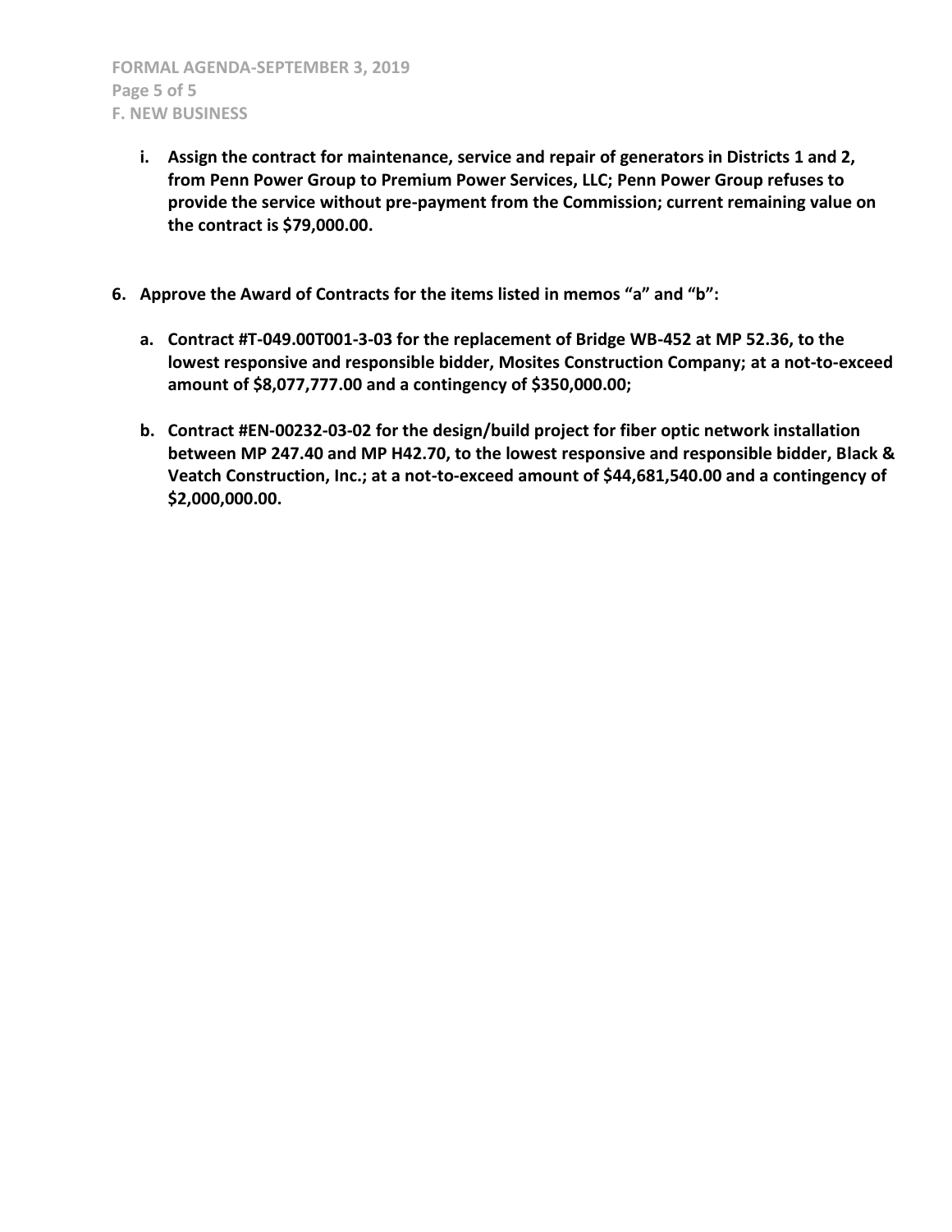i. **Assign the contract for maintenance, service and repair of generators in Districts 1 and 2, from Penn Power Group to Premium Power Services, LLC; Penn Power Group refuses to provide the service without pre-payment from the Commission; current remaining value on the contract is $79,000.00.**

6. **Approve the Award of Contracts for the items listed in memos "a" and "b":**

   a. **Contract #T-049.00T001-3-03 for the replacement of Bridge WB-452 at MP 52.36, to the lowest responsive and responsible bidder, Mosites Construction Company; at a not-to-exceed amount of $8,077,777.00 and a contingency of $350,000.00;**

   b. **Contract #EN-00232-03-02 for the design/build project for fiber optic network installation between MP 247.40 and MP H42.70, to the lowest responsive and responsible bidder, Black & Veatch Construction, Inc.; at a not-to-exceed amount of $44,681,540.00 and a contingency of $2,000,000.00.**